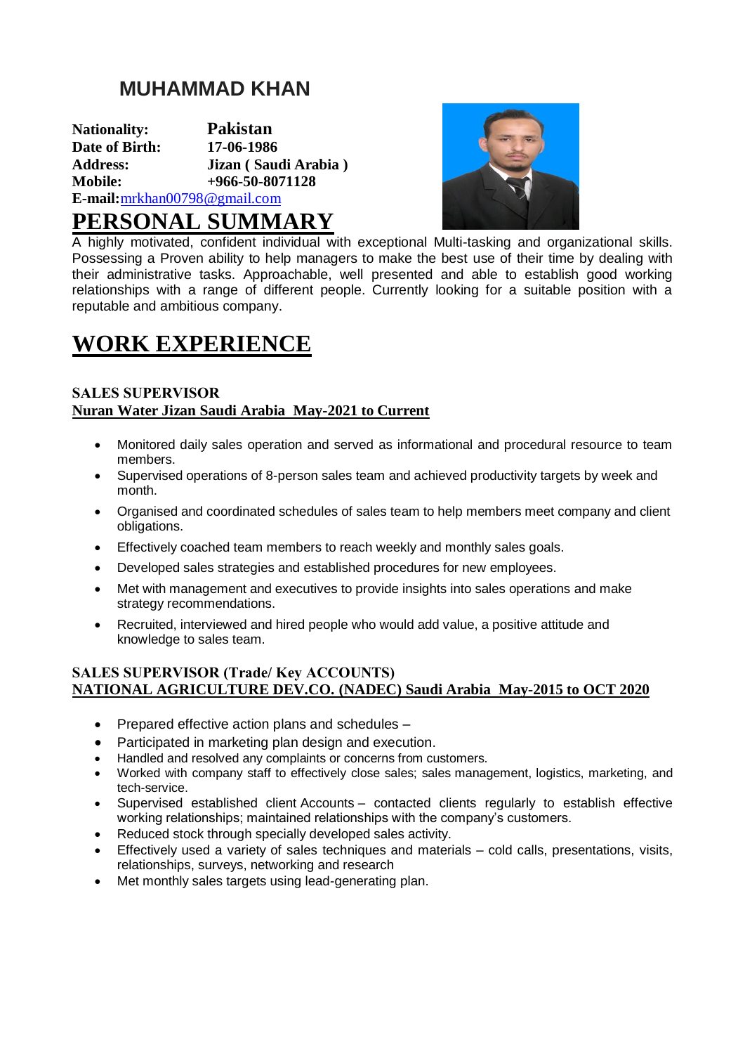# MUHAMMAD KHAN

**Nationality:** **Pakistan**
**Date of Birth:** **17-06-1986**
**Address:** **Jizan ( Saudi Arabia )**
**Mobile:** **+966-50-8071128**
**E-mail:** mrkhan00798@gmail.com

## PERSONAL SUMMARY

A highly motivated, confident individual with exceptional Multi-tasking and organizational skills. Possessing a Proven ability to help managers to make the best use of their time by dealing with their administrative tasks. Approachable, well presented and able to establish good working relationships with a range of different people. Currently looking for a suitable position with a reputable and ambitious company.

## WORK EXPERIENCE

### SALES SUPERVISOR

**Nuran Water Jizan Saudi Arabia May-2021 to Current**

- Monitored daily sales operation and served as informational and procedural resource to team members.
- Supervised operations of 8-person sales team and achieved productivity targets by week and month.
- Organised and coordinated schedules of sales team to help members meet company and client obligations.
- Effectively coached team members to reach weekly and monthly sales goals.
- Developed sales strategies and established procedures for new employees.
- Met with management and executives to provide insights into sales operations and make strategy recommendations.
- Recruited, interviewed and hired people who would add value, a positive attitude and knowledge to sales team.

### SALES SUPERVISOR (Trade/ Key ACCOUNTS)

**NATIONAL AGRICULTURE DEV.CO. (NADEC) Saudi Arabia May-2015 to OCT 2020**

- Prepared effective action plans and schedules –
- Participated in marketing plan design and execution.
- Handled and resolved any complaints or concerns from customers.
- Worked with company staff to effectively close sales; sales management, logistics, marketing, and tech-service.
- Supervised established client Accounts – contacted clients regularly to establish effective working relationships; maintained relationships with the company's customers.
- Reduced stock through specially developed sales activity.
- Effectively used a variety of sales techniques and materials – cold calls, presentations, visits, relationships, surveys, networking and research
- Met monthly sales targets using lead-generating plan.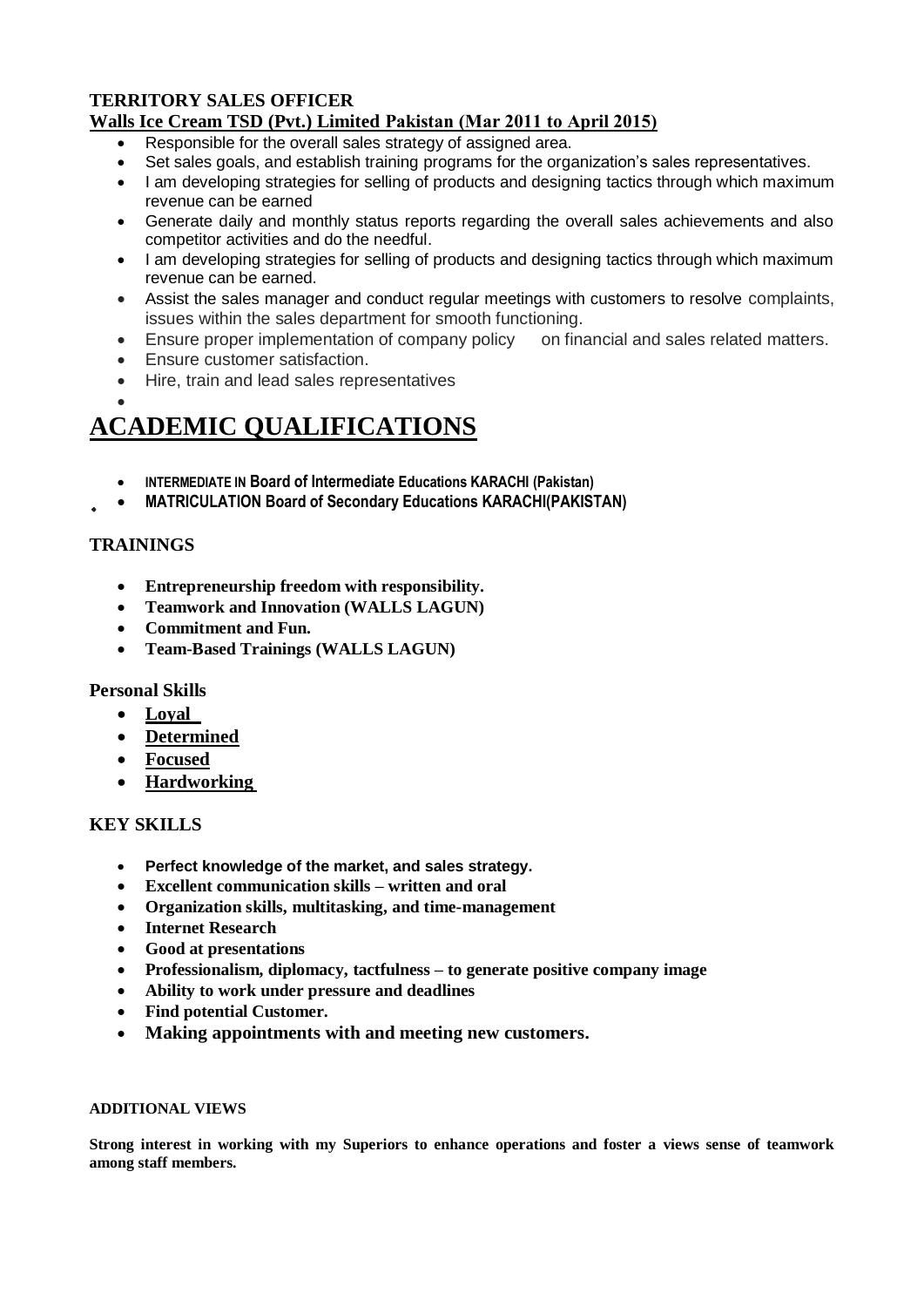**TERRITORY SALES OFFICER**

**Walls Ice Cream TSD (Pvt.) Limited Pakistan (Mar 2011 to April 2015)**

- Responsible for the overall sales strategy of assigned area.
- Set sales goals, and establish training programs for the organization's sales representatives.
- I am developing strategies for selling of products and designing tactics through which maximum revenue can be earned
- Generate daily and monthly status reports regarding the overall sales achievements and also competitor activities and do the needful.
- I am developing strategies for selling of products and designing tactics through which maximum revenue can be earned.
- Assist the sales manager and conduct regular meetings with customers to resolve complaints, issues within the sales department for smooth functioning.
- Ensure proper implementation of company policy on financial and sales related matters.
- Ensure customer satisfaction.
- Hire, train and lead sales representatives

# ACADEMIC QUALIFICATIONS

- **INTERMEDIATE IN Board of Intermediate Educations KARACHI (Pakistan)**
- **MATRICULATION Board of Secondary Educations KARACHI(PAKISTAN)**

## TRAININGS

- **Entrepreneurship freedom with responsibility.**
- **Teamwork and Innovation (WALLS LAGUN)**
- **Commitment and Fun.**
- **Team-Based Trainings (WALLS LAGUN)**

### Personal Skills

- **Loyal**
- **Determined**
- **Focused**
- **Hardworking**

## KEY SKILLS

- **Perfect knowledge of the market, and sales strategy.**
- **Excellent communication skills – written and oral**
- **Organization skills, multitasking, and time-management**
- **Internet Research**
- **Good at presentations**
- **Professionalism, diplomacy, tactfulness – to generate positive company image**
- **Ability to work under pressure and deadlines**
- **Find potential Customer.**
- **Making appointments with and meeting new customers.**

**ADDITIONAL VIEWS**

**Strong interest in working with my Superiors to enhance operations and foster a views sense of teamwork among staff members.**